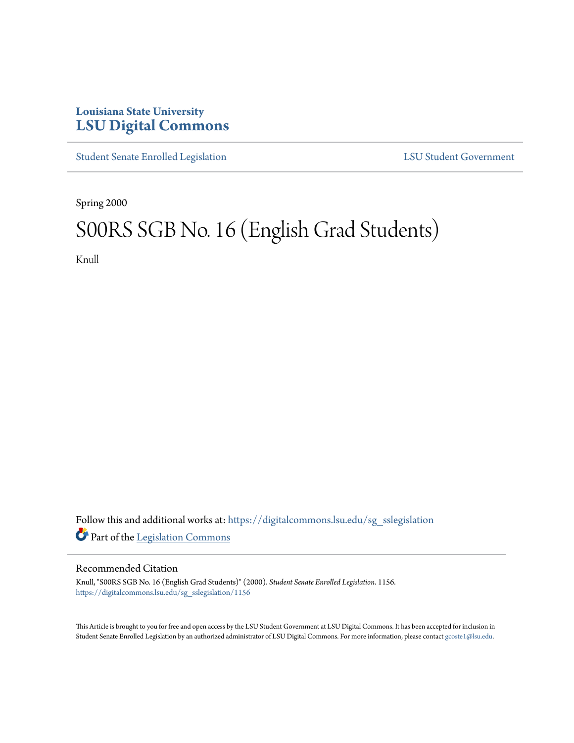Louisiana State University
**LSU Digital Commons**

Student Senate Enrolled Legislation | LSU Student Government

Spring 2000

# S00RS SGB No. 16 (English Grad Students)

Knull

Follow this and additional works at: https://digitalcommons.lsu.edu/sg_sslegislation

Part of the Legislation Commons

## Recommended Citation

Knull, "S00RS SGB No. 16 (English Grad Students)" (2000). *Student Senate Enrolled Legislation*. 1156.
https://digitalcommons.lsu.edu/sg_sslegislation/1156

This Article is brought to you for free and open access by the LSU Student Government at LSU Digital Commons. It has been accepted for inclusion in Student Senate Enrolled Legislation by an authorized administrator of LSU Digital Commons. For more information, please contact gcoste1@lsu.edu.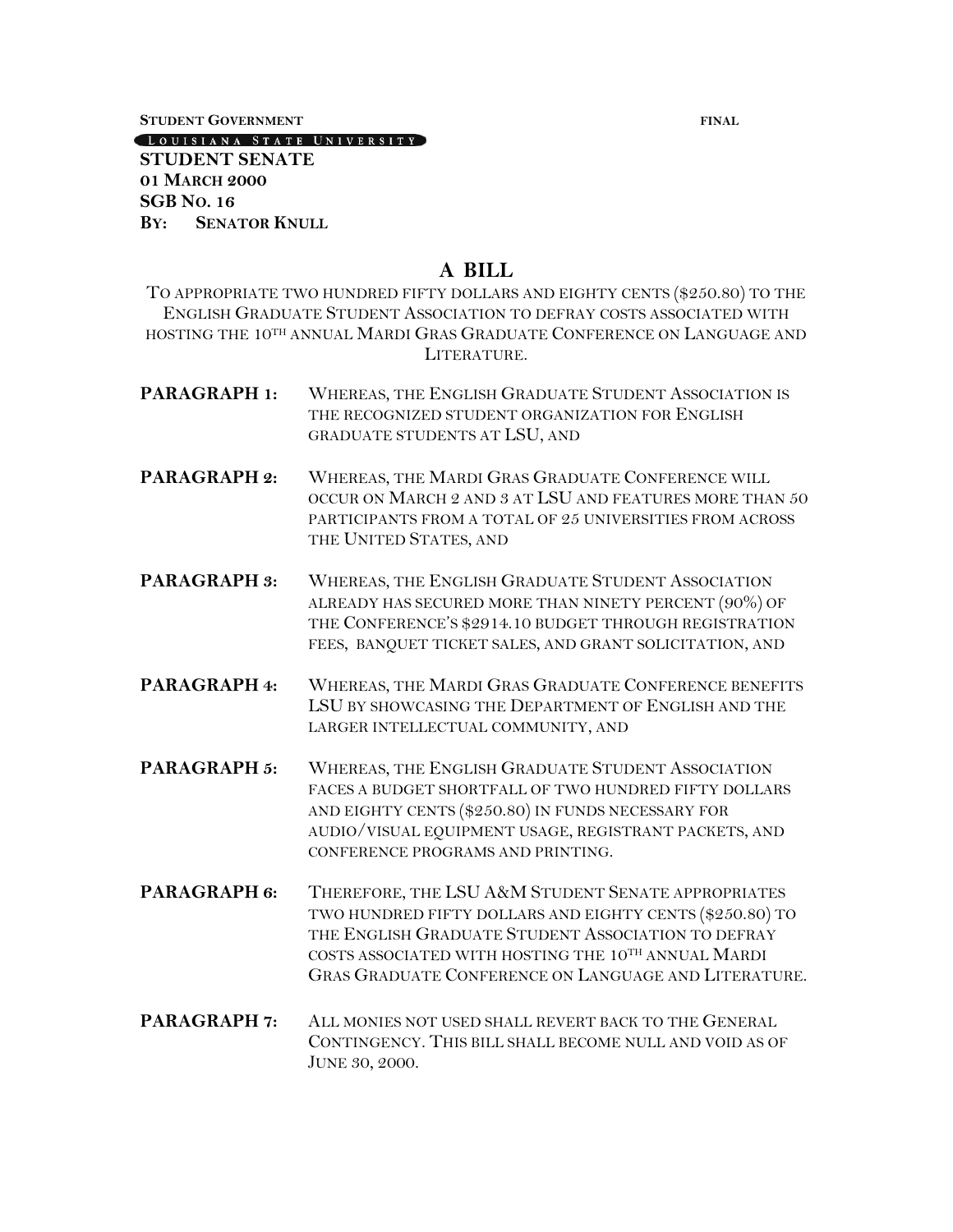**STUDENT GOVERNMENT** **FINAL**

LOUISIANA STATE UNIVERSITY

**STUDENT SENATE**
**01 MARCH 2000**
**SGB NO. 16**
**BY: SENATOR KNULL**

## A BILL

TO APPROPRIATE TWO HUNDRED FIFTY DOLLARS AND EIGHTY CENTS ($250.80) TO THE ENGLISH GRADUATE STUDENT ASSOCIATION TO DEFRAY COSTS ASSOCIATED WITH HOSTING THE 10TH ANNUAL MARDI GRAS GRADUATE CONFERENCE ON LANGUAGE AND LITERATURE.

**PARAGRAPH 1:** WHEREAS, THE ENGLISH GRADUATE STUDENT ASSOCIATION IS THE RECOGNIZED STUDENT ORGANIZATION FOR ENGLISH GRADUATE STUDENTS AT LSU, AND

**PARAGRAPH 2:** WHEREAS, THE MARDI GRAS GRADUATE CONFERENCE WILL OCCUR ON MARCH 2 AND 3 AT LSU AND FEATURES MORE THAN 50 PARTICIPANTS FROM A TOTAL OF 25 UNIVERSITIES FROM ACROSS THE UNITED STATES, AND

**PARAGRAPH 3:** WHEREAS, THE ENGLISH GRADUATE STUDENT ASSOCIATION ALREADY HAS SECURED MORE THAN NINETY PERCENT (90%) OF THE CONFERENCE'S $2914.10 BUDGET THROUGH REGISTRATION FEES, BANQUET TICKET SALES, AND GRANT SOLICITATION, AND

**PARAGRAPH 4:** WHEREAS, THE MARDI GRAS GRADUATE CONFERENCE BENEFITS LSU BY SHOWCASING THE DEPARTMENT OF ENGLISH AND THE LARGER INTELLECTUAL COMMUNITY, AND

**PARAGRAPH 5:** WHEREAS, THE ENGLISH GRADUATE STUDENT ASSOCIATION FACES A BUDGET SHORTFALL OF TWO HUNDRED FIFTY DOLLARS AND EIGHTY CENTS ($250.80) IN FUNDS NECESSARY FOR AUDIO/VISUAL EQUIPMENT USAGE, REGISTRANT PACKETS, AND CONFERENCE PROGRAMS AND PRINTING.

**PARAGRAPH 6:** THEREFORE, THE LSU A&M STUDENT SENATE APPROPRIATES TWO HUNDRED FIFTY DOLLARS AND EIGHTY CENTS ($250.80) TO THE ENGLISH GRADUATE STUDENT ASSOCIATION TO DEFRAY COSTS ASSOCIATED WITH HOSTING THE 10TH ANNUAL MARDI GRAS GRADUATE CONFERENCE ON LANGUAGE AND LITERATURE.

**PARAGRAPH 7:** ALL MONIES NOT USED SHALL REVERT BACK TO THE GENERAL CONTINGENCY. THIS BILL SHALL BECOME NULL AND VOID AS OF JUNE 30, 2000.